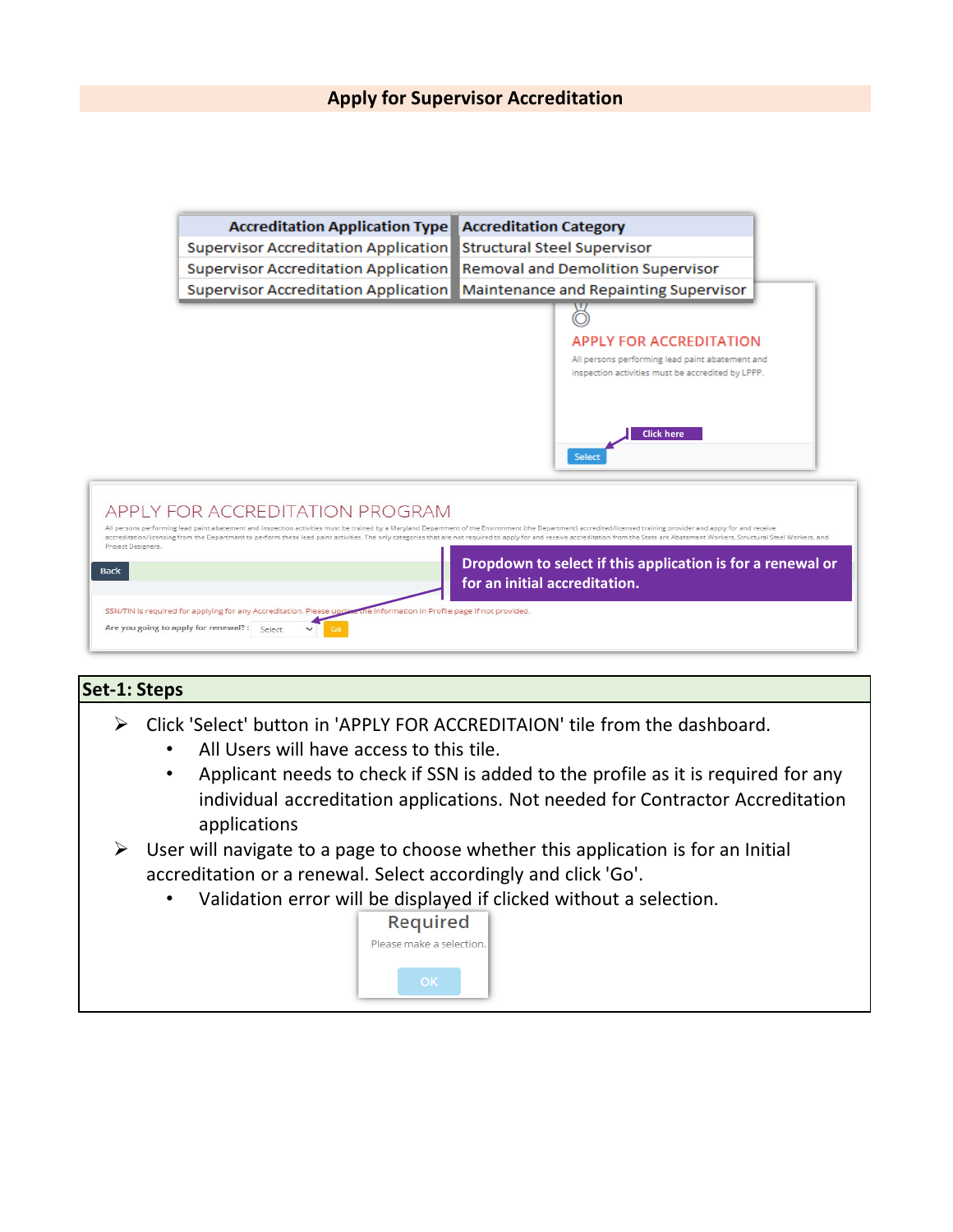# Apply for Supervisor Accreditation

| Accreditation Application Type | Accreditation Category |
|---|---|
| Supervisor Accreditation Application | Structural Steel Supervisor |
| Supervisor Accreditation Application | Removal and Demolition Supervisor |
| Supervisor Accreditation Application | Maintenance and Repainting Supervisor |

APPLY FOR ACCREDITATION

All persons performing lead paint abatement and inspection activities must be accredited by LPPP.

Click here

Select

APPLY FOR ACCREDITATION PROGRAM

All persons performing lead paint abatement and inspection activities must be trained by a Maryland Department of the Environment (the Department) accredited/licensed training provider and apply for and receive accreditation/licensing from the Department to perform these lead paint activities. The only categories that are not required to apply for and receive accreditation from the State are Abatement Workers, Structural Steel Workers, and Project Designers.

Back

Dropdown to select if this application is for a renewal or for an initial accreditation.

SSN/TIN is required for applying for any Accreditation. Please update the information in Profile page if not provided.

Are you going to apply for renewal? : Select Go

## Set-1: Steps

- Click 'Select' button in 'APPLY FOR ACCREDITAION' tile from the dashboard.
  - All Users will have access to this tile.
  - Applicant needs to check if SSN is added to the profile as it is required for any individual accreditation applications. Not needed for Contractor Accreditation applications
- User will navigate to a page to choose whether this application is for an Initial accreditation or a renewal. Select accordingly and click 'Go'.
  - Validation error will be displayed if clicked without a selection.

Required

Please make a selection.

OK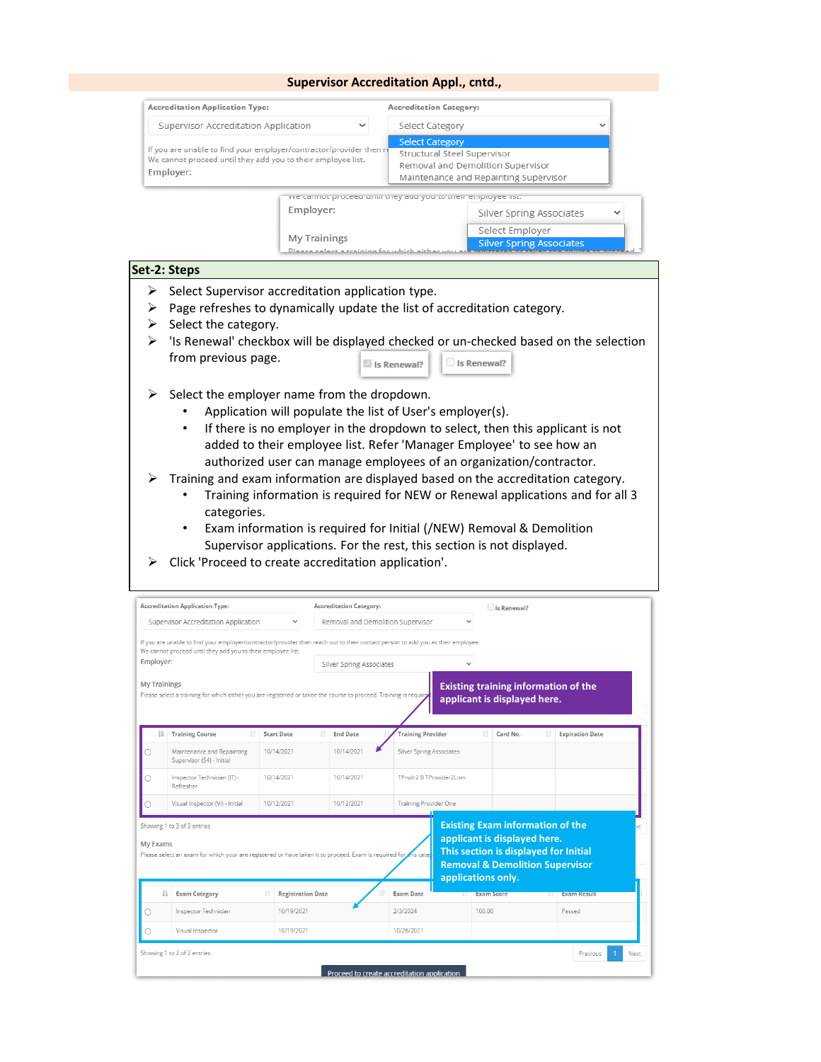## Supervisor Accreditation Appl., cntd.,

Accreditation Application Type: Supervisor Accreditation Application

Accreditation Category: Select Category
- Select Category
- Structural Steel Supervisor
- Removal and Demolition Supervisor
- Maintenance and Repainting Supervisor

If you are unable to find your employer/contractor/provider then r... We cannot proceed until they add you to their employee list.

Employer: Silver Spring Associates
- Select Employer
- Silver Spring Associates

My Trainings

### Set-2: Steps

- Select Supervisor accreditation application type.
- Page refreshes to dynamically update the list of accreditation category.
- Select the category.
- 'Is Renewal' checkbox will be displayed checked or un-checked based on the selection from previous page. [☑ Is Renewal?] [☐ Is Renewal?]
- Select the employer name from the dropdown.
  - Application will populate the list of User's employer(s).
  - If there is no employer in the dropdown to select, then this applicant is not added to their employee list. Refer 'Manager Employee' to see how an authorized user can manage employees of an organization/contractor.
- Training and exam information are displayed based on the accreditation category.
  - Training information is required for NEW or Renewal applications and for all 3 categories.
  - Exam information is required for Initial (/NEW) Removal & Demolition Supervisor applications. For the rest, this section is not displayed.
- Click 'Proceed to create accreditation application'.

Accreditation Application Type: Supervisor Accreditation Application

Accreditation Category: Removal and Demolition Supervisor

☐ Is Renewal?

If you are unable to find your employer/contractor/provider then reach out to their contact person to add you as their employee. We cannot proceed until they add you to their employee list.

Employer: Silver Spring Associates

My Trainings

Please select a training for which either you are registered or taken the course to proceed. Training is requir...

**Existing training information of the applicant is displayed here.**

| | Training Course | Start Date | End Date | Training Provider | Card No. | Expiration Date |
|---|---|---|---|---|---|---|
| ○ | Maintenance and Repainting Supervisor (S4) - Initial | 10/14/2021 | 10/14/2021 | Silver Spring Associates | | |
| ○ | Inspector Technician (IT) - Refresher | 10/14/2021 | 10/14/2021 | TPrvdr2 B TProvider2Lnm | | |
| ○ | Visual Inspector (VI) - Initial | 10/12/2021 | 10/12/2021 | Training Provider One | | |

Showing 1 to 3 of 3 entries

My Exams

Please select an exam for which your are registered or have taken it to proceed. Exam is required for ... categ...

**Existing Exam information of the applicant is displayed here. This section is displayed for Initial Removal & Demolition Supervisor applications only.**

| | Exam Category | Registration Date | Exam Date | Exam Score | Exam Result |
|---|---|---|---|---|---|
| ○ | Inspector Technician | 10/19/2021 | 2/3/2024 | 100.00 | Passed |
| ○ | Visual Inspector | 10/19/2021 | 10/26/2021 | | |

Showing 1 to 2 of 2 entries

Previous 1 Next

Proceed to create accreditation application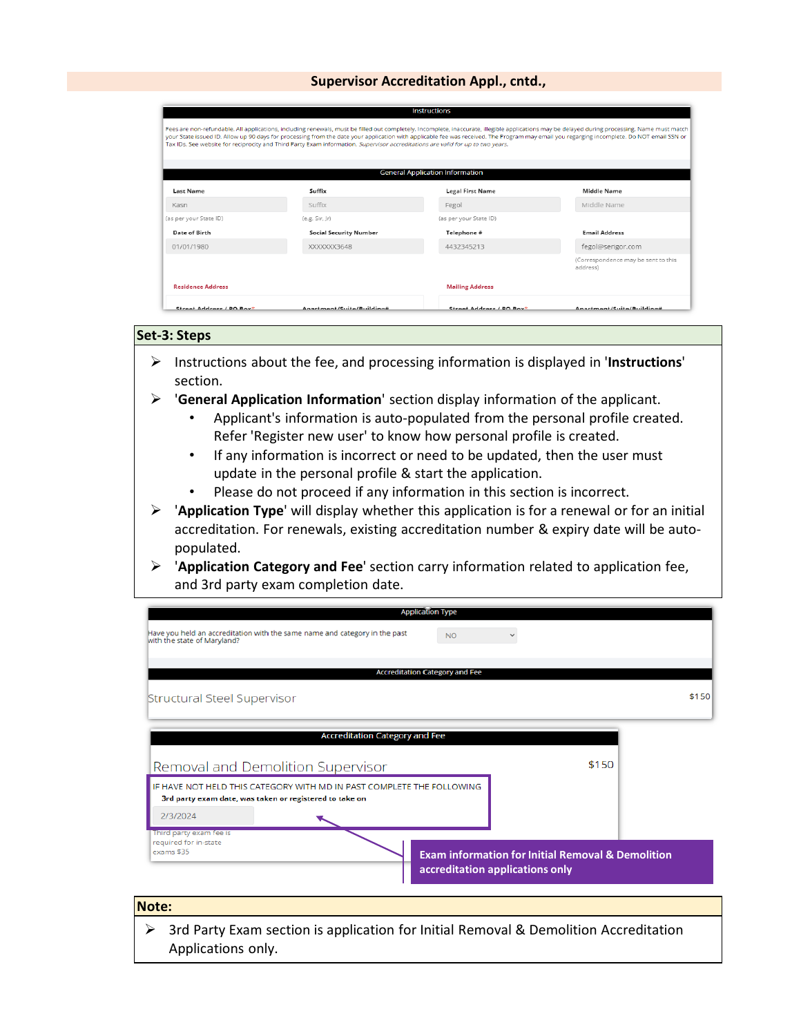## Supervisor Accreditation Appl., cntd.,

**Instructions**

Fees are non-refundable. All applications, including renewals, must be filled out completely. Incomplete, inaccurate, illegible applications may be delayed during processing. Name must match your State issued ID. Allow up 90 days for processing from the date your application with applicable fee was received. The Program may email you regarding incomplete. Do NOT email SSN or Tax IDs. See website for reciprocity and Third Party Exam information. *Supervisor accreditations are valid for up to two years.*

**General Application Information**

| Last Name | Suffix | Legal First Name | Middle Name |
|---|---|---|---|
| Kasn | Suffix | Fegol | Middle Name |
| (as per your State ID) | (e.g. Sir, Jr) | (as per your State ID) | |

| Date of Birth | Social Security Number | Telephone # | Email Address |
|---|---|---|---|
| 01/01/1980 | XXXXXXX3648 | 4432345213 | fegol@sengor.com |
| | | | (Correspondence may be sent to this address) |

Residence Address | Mailing Address

Street Address / PO Box* | Apartment/Suite/Building# | Street Address / PO Box* | Apartment/Suite/Building#

## Set-3: Steps

- Instructions about the fee, and processing information is displayed in '**Instructions**' section.
- '**General Application Information**' section display information of the applicant.
  - Applicant's information is auto-populated from the personal profile created. Refer 'Register new user' to know how personal profile is created.
  - If any information is incorrect or need to be updated, then the user must update in the personal profile & start the application.
  - Please do not proceed if any information in this section is incorrect.
- '**Application Type**' will display whether this application is for a renewal or for an initial accreditation. For renewals, existing accreditation number & expiry date will be auto-populated.
- '**Application Category and Fee**' section carry information related to application fee, and 3rd party exam completion date.

**Application Type**

Have you held an accreditation with the same name and category in the past with the state of Maryland? NO

**Accreditation Category and Fee**

Structural Steel Supervisor $150

**Accreditation Category and Fee**

Removal and Demolition Supervisor $150

IF HAVE NOT HELD THIS CATEGORY WITH MD IN PAST COMPLETE THE FOLLOWING

3rd party exam date, was taken or registered to take on

2/3/2024

Third party exam fee is required for in-state exams $35

Exam information for Initial Removal & Demolition accreditation applications only

## Note:

- 3rd Party Exam section is application for Initial Removal & Demolition Accreditation Applications only.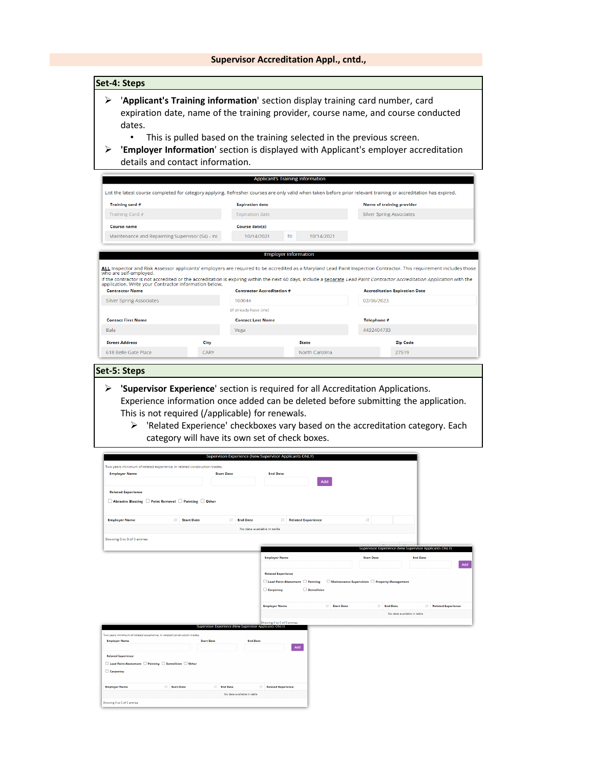**Supervisor Accreditation Appl., cntd.,**

## Set-4: Steps

- '**Applicant's Training information**' section display training card number, card expiration date, name of the training provider, course name, and course conducted dates.
  - This is pulled based on the training selected in the previous screen.
- '**Employer Information**' section is displayed with Applicant's employer accreditation details and contact information.

**Applicant's Training Information**

List the latest course completed for category applying. Refresher courses are only valid when taken before prior relevant training or accreditation has expired.

| Training card # | Expiration date | Name of training provider |
|---|---|---|
| Training Card # | Expiration date | Silver Spring Associates |

| Course name | Course date(s) | | |
|---|---|---|---|
| Maintenance and Repainting Supervisor (S4) - Ini | 10/14/2021 | to | 10/14/2021 |

**Employer Information**

ALL Inspector and Risk Assessor applicants' employers are required to be accredited as a Maryland Lead Paint Inspection Contractor. This requirement includes those who are self-employed.
If the contractor is not accredited or the accreditation is expiring within the next 60 days, include a separate *Lead Paint Contractor Accreditation Application* with the application. Write your Contractor information below.

| Contractor Name | Contractor Accreditation # | Accreditation Expiration Date |
|---|---|---|
| Silver Spring Associates | 100044 (If already have one) | 02/06/2023 |

| Contact First Name | Contact Last Name | Telephone # |
|---|---|---|
| Bala | Vega | 4432404733 |

| Street Address | City | State | Zip Code |
|---|---|---|---|
| 618 Belle Gate Place | CARY | North Carolina | 27519 |

## Set-5: Steps

- '**Supervisor Experience**' section is required for all Accreditation Applications. Experience information once added can be deleted before submitting the application. This is not required (/applicable) for renewals.
  - 'Related Experience' checkboxes vary based on the accreditation category. Each category will have its own set of check boxes.

**Supervision Experience (New Supervisor Applicants ONLY)**

Two years minimum of related experience, in related construction trades.

Employer Name | Start Date | End Date | Add

Related Experience

☐ Abrasive Blasting ☐ Paint Removal ☐ Painting ☐ Other

| Employer Name | Start Date | End Date | Related Experience | |
|---|---|---|---|---|
| No data available in table | | | | |

Showing 0 to 0 of 0 entries

**Supervision Experience (New Supervisor Applicants ONLY)**

Employer Name | Start Date | End Date | Add

Related Experience

☐ Lead Paint Abatement ☐ Painting ☐ Maintenance Supervision ☐ Property Management
☐ Carpentry ☐ Demolition

| Employer Name | Start Date | End Date | Related Experience |
|---|---|---|---|
| No data available in table | | | |

Showing 0 to 0 of 0 entries

**Supervision Experience (New Supervisor Applicants ONLY)**

Two years minimum of related experience, in related construction trades.

Employer Name | Start Date | End Date | Add

Related Experience

☐ Lead Paint Abatement ☐ Painting ☐ Demolition ☐ Other
☐ Carpentry

| Employer Name | Start Date | End Date | Related Experience |
|---|---|---|---|
| No data available in table | | | |

Showing 0 to 0 of 0 entries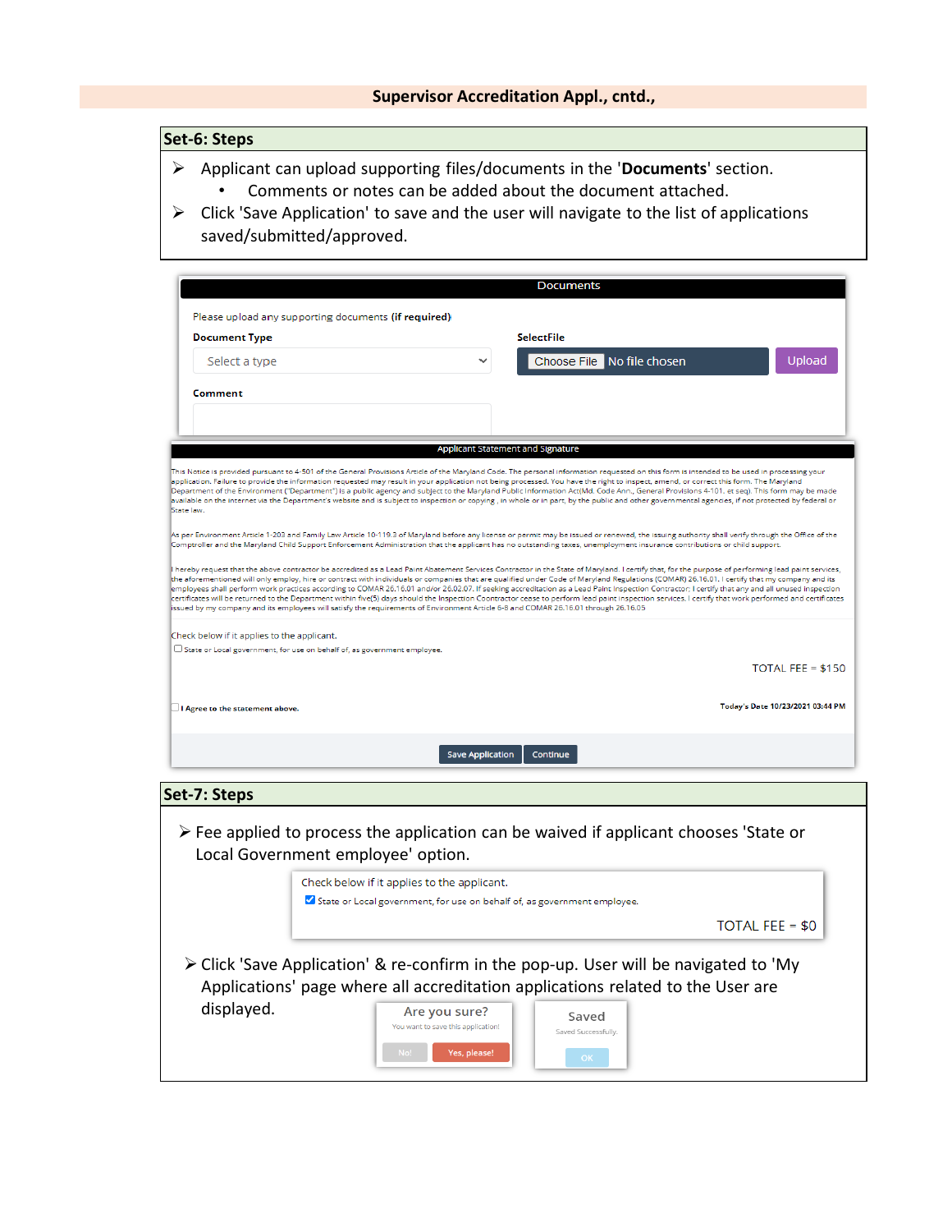## Supervisor Accreditation Appl., cntd.,

### Set-6: Steps

- Applicant can upload supporting files/documents in the '**Documents**' section.
  - Comments or notes can be added about the document attached.
- Click 'Save Application' to save and the user will navigate to the list of applications saved/submitted/approved.

**Documents**

Please upload any supporting documents **(if required)**

**Document Type**

Select a type

**SelectFile**

Choose File No file chosen

Upload

**Comment**

**Applicant Statement and Signature**

This Notice is provided pursuant to 4-501 of the General Provisions Article of the Maryland Code. The personal information requested on this form is intended to be used in processing your application. Failure to provide the information requested may result in your application not being processed. You have the right to inspect, amend, or correct this form. The Maryland Department of the Environment ("Department") is a public agency and subject to the Maryland Public Information Act(Md. Code Ann., General Provisions 4-101, et seq). This form may be made available on the internet via the Department's website and is subject to inspection or copying , in whole or in part, by the public and other governmental agencies, if not protected by federal or State law.

As per Environment Article 1-203 and Family Law Article 10-119.3 of Maryland before any license or permit may be issued or renewed, the issuing authority shall verify through the Office of the Comptroller and the Maryland Child Support Enforcement Administration that the applicant has no outstanding taxes, unemployment insurance contributions or child support.

I hereby request that the above contractor be accredited as a Lead Paint Abatement Services Contractor in the State of Maryland. I certify that, for the purpose of performing lead paint services, the aforementioned will only employ, hire or contract with individuals or companies that are qualified under Code of Maryland Regulations (COMAR) 26.16.01. I certify that my company and its employees shall perform work practices according to COMAR 26.16.01 and/or 26.02.07. If seeking accreditation as a Lead Paint Inspection Contractor; I certify that any and all unused inspection certificates will be returned to the Department within five(5) days should the Inspection Coontractor cease to perform lead paint inspection services. I certify that work performed and certificates issued by my company and its employees will satisfy the requirements of Environment Article 6-8 and COMAR 26.16.01 through 26.16.05

Check below if it applies to the applicant.

☐ State or Local government, for use on behalf of, as government employee.

TOTAL FEE = $150

☐ **I Agree to the statement above.**

**Today's Date 10/23/2021 03:44 PM**

Save Application | Continue

### Set-7: Steps

- Fee applied to process the application can be waived if applicant chooses 'State or Local Government employee' option.

Check below if it applies to the applicant.

☑ State or Local government, for use on behalf of, as government employee.

TOTAL FEE = $0

- Click 'Save Application' & re-confirm in the pop-up. User will be navigated to 'My Applications' page where all accreditation applications related to the User are displayed.

Are you sure?
You want to save this application!
No! | Yes, please!

Saved
Saved Successfully.
OK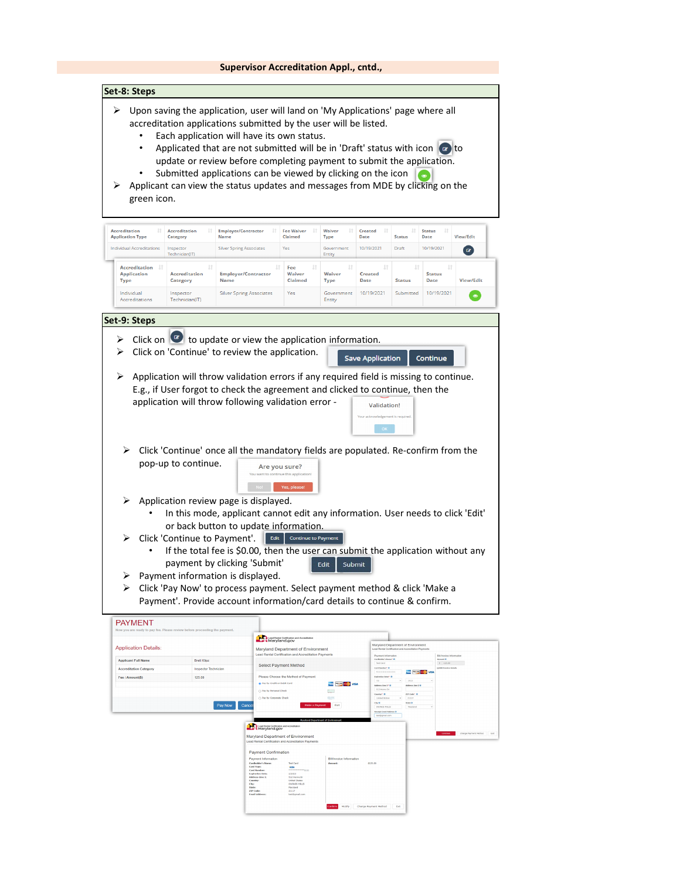## Supervisor Accreditation Appl., cntd.,

### Set-8: Steps

- Upon saving the application, user will land on 'My Applications' page where all accreditation applications submitted by the user will be listed.
  - Each application will have its own status.
  - Applicated that are not submitted will be in 'Draft' status with icon to update or review before completing payment to submit the application.
  - Submitted applications can be viewed by clicking on the icon
- Applicant can view the status updates and messages from MDE by clicking on the green icon.

| Accreditation Application Type | Accreditation Category | Employer/Contractor Name | Fee Waiver Claimed | Waiver Type | Created Date | Status | Status Date | View/Edit |
|---|---|---|---|---|---|---|---|---|
| Individual Accreditations | Inspector Technician(IT) | Silver Spring Associates | Yes | Government Entity | 10/19/2021 | Draft | 10/19/2021 | |

| Accreditation Application Type | Accreditation Category | Employer/Contractor Name | Fee Waiver Claimed | Waiver Type | Created Date | Status | Status Date | View/Edit |
|---|---|---|---|---|---|---|---|---|
| Individual Accreditations | Inspector Technician(IT) | Silver Spring Associates | Yes | Government Entity | 10/19/2021 | Submitted | 10/19/2021 | |

### Set-9: Steps

- Click on to update or view the application information.
- Click on 'Continue' to review the application. Save Application | Continue
- Application will throw validation errors if any required field is missing to continue. E.g., if User forgot to check the agreement and clicked to continue, then the application will throw following validation error - Validation! Your acknowledgement is required. OK
- Click 'Continue' once all the mandatory fields are populated. Re-confirm from the pop-up to continue. Are you sure? You want to continue this application! No! | Yes, please!
- Application review page is displayed.
  - In this mode, applicant cannot edit any information. User needs to click 'Edit' or back button to update information.
- Click 'Continue to Payment'. Edit | Continue to Payment
  - If the total fee is $0.00, then the user can submit the application without any payment by clicking 'Submit' Edit | Submit
- Payment information is displayed.
- Click 'Pay Now' to process payment. Select payment method & click 'Make a Payment'. Provide account information/card details to continue & confirm.

**PAYMENT**

Now you are ready to pay fee. Please review before proceeding the payment.

Application Details:

| | |
|---|---|
| Applicant Full Name | Brett Klipz |
| Accreditation Category | Inspector Technician |
| Fee / Amount($) | 125.00 |

Pay Now | Cancel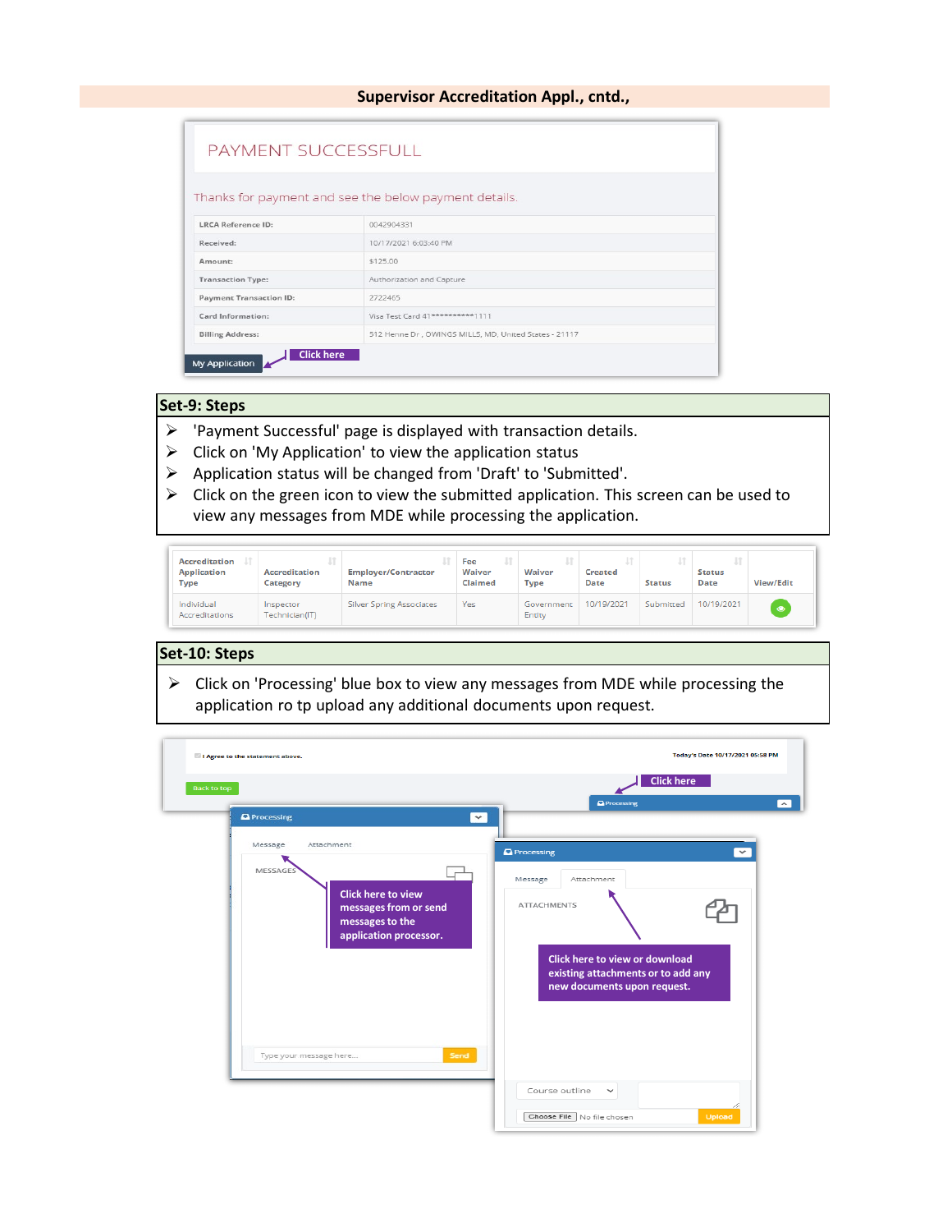**Supervisor Accreditation Appl., cntd.,**

PAYMENT SUCCESSFULL

Thanks for payment and see the below payment details.

| | |
|---|---|
| LRCA Reference ID: | 0042904331 |
| Received: | 10/17/2021 6:03:40 PM |
| Amount: | $125.00 |
| Transaction Type: | Authorization and Capture |
| Payment Transaction ID: | 2722465 |
| Card Information: | Visa Test Card 41**********1111 |
| Billing Address: | 512 Henne Dr , OWINGS MILLS, MD, United States - 21117 |

My Application

Click here

## Set-9: Steps

- 'Payment Successful' page is displayed with transaction details.
- Click on 'My Application' to view the application status
- Application status will be changed from 'Draft' to 'Submitted'.
- Click on the green icon to view the submitted application. This screen can be used to view any messages from MDE while processing the application.

| Accreditation Application Type | Accreditation Category | Employer/Contractor Name | Fee Waiver Claimed | Waiver Type | Created Date | Status | Status Date | View/Edit |
|---|---|---|---|---|---|---|---|---|
| Individual Accreditations | Inspector Technician(IT) | Silver Spring Associates | Yes | Government Entity | 10/19/2021 | Submitted | 10/19/2021 | |

## Set-10: Steps

- Click on 'Processing' blue box to view any messages from MDE while processing the application ro tp upload any additional documents upon request.

I Agree to the statement above.

Today's Date 10/17/2021 05:58 PM

Back to top

Click here

Processing

Message Attachment

MESSAGES

Click here to view messages from or send messages to the application processor.

Type your message here... Send

Processing

Message Attachment

ATTACHMENTS

Click here to view or download existing attachments or to add any new documents upon request.

Course outline

Choose File No file chosen Upload